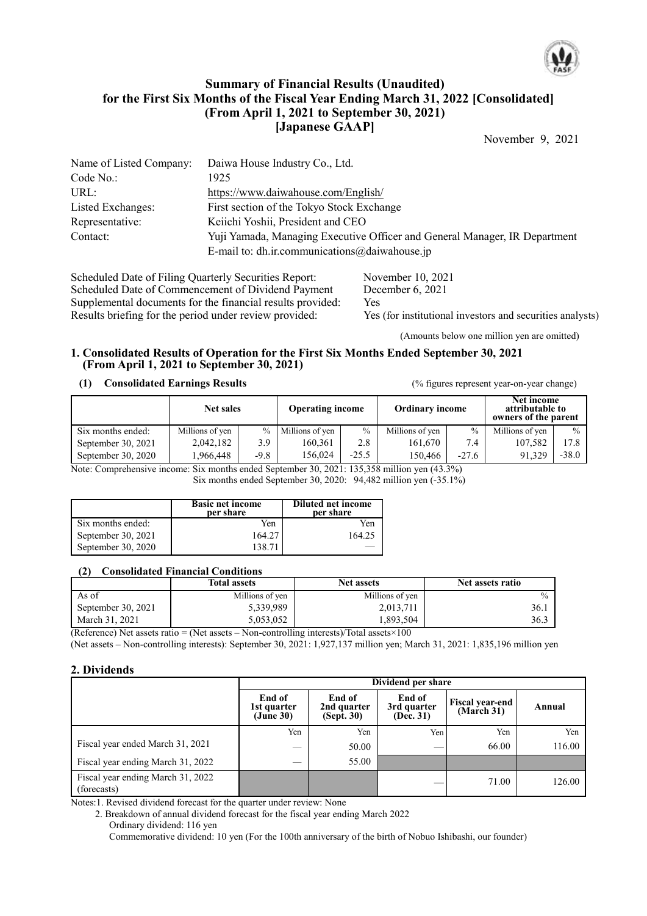# Summary of Financial Results (Unaudited) for the First Six Months of the Fiscal Year Ending March 31, 2022 [Consolidated] (From April 1, 2021 to September 30, 2021) [Japanese GAAP]

November 9, 2021

| | |
|---|---|
| Name of Listed Company: | Daiwa House Industry Co., Ltd. |
| Code No.: | 1925 |
| URL: | https://www.daiwahouse.com/English/ |
| Listed Exchanges: | First section of the Tokyo Stock Exchange |
| Representative: | Keiichi Yoshii, President and CEO |
| Contact: | Yuji Yamada, Managing Executive Officer and General Manager, IR Department<br>E-mail to: dh.ir.communications@daiwahouse.jp |

| | |
|---|---|
| Scheduled Date of Filing Quarterly Securities Report: | November 10, 2021 |
| Scheduled Date of Commencement of Dividend Payment | December 6, 2021 |
| Supplemental documents for the financial results provided: | Yes |
| Results briefing for the period under review provided: | Yes (for institutional investors and securities analysts) |

(Amounts below one million yen are omitted)

## 1. Consolidated Results of Operation for the First Six Months Ended September 30, 2021 (From April 1, 2021 to September 30, 2021)

### (1) Consolidated Earnings Results

(% figures represent year-on-year change)

| | Net sales | | Operating income | | Ordinary income | | Net income attributable to owners of the parent | |
|---|---|---|---|---|---|---|---|---|
| Six months ended: | Millions of yen | % | Millions of yen | % | Millions of yen | % | Millions of yen | % |
| September 30, 2021 | 2,042,182 | 3.9 | 160,361 | 2.8 | 161,670 | 7.4 | 107,582 | 17.8 |
| September 30, 2020 | 1,966,448 | -9.8 | 156,024 | -25.5 | 150,466 | -27.6 | 91,329 | -38.0 |

Note: Comprehensive income: Six months ended September 30, 2021: 135,358 million yen (43.3%)
Six months ended September 30, 2020: 94,482 million yen (-35.1%)

| | Basic net income per share | Diluted net income per share |
|---|---|---|
| Six months ended: | Yen | Yen |
| September 30, 2021 | 164.27 | 164.25 |
| September 30, 2020 | 138.71 | — |

### (2) Consolidated Financial Conditions

| | Total assets | Net assets | Net assets ratio |
|---|---|---|---|
| As of | Millions of yen | Millions of yen | % |
| September 30, 2021 | 5,339,989 | 2,013,711 | 36.1 |
| March 31, 2021 | 5,053,052 | 1,893,504 | 36.3 |

(Reference) Net assets ratio = (Net assets – Non-controlling interests)/Total assets×100

(Net assets – Non-controlling interests): September 30, 2021: 1,927,137 million yen; March 31, 2021: 1,835,196 million yen

## 2. Dividends

| | Dividend per share | | | | |
|---|---|---|---|---|---|
| | End of 1st quarter (June 30) | End of 2nd quarter (Sept. 30) | End of 3rd quarter (Dec. 31) | Fiscal year-end (March 31) | Annual |
| | Yen | Yen | Yen | Yen | Yen |
| Fiscal year ended March 31, 2021 | — | 50.00 | — | 66.00 | 116.00 |
| Fiscal year ending March 31, 2022 | — | 55.00 | | | |
| Fiscal year ending March 31, 2022 (forecasts) | | | — | 71.00 | 126.00 |

Notes:1. Revised dividend forecast for the quarter under review: None
2. Breakdown of annual dividend forecast for the fiscal year ending March 2022
Ordinary dividend: 116 yen
Commemorative dividend: 10 yen (For the 100th anniversary of the birth of Nobuo Ishibashi, our founder)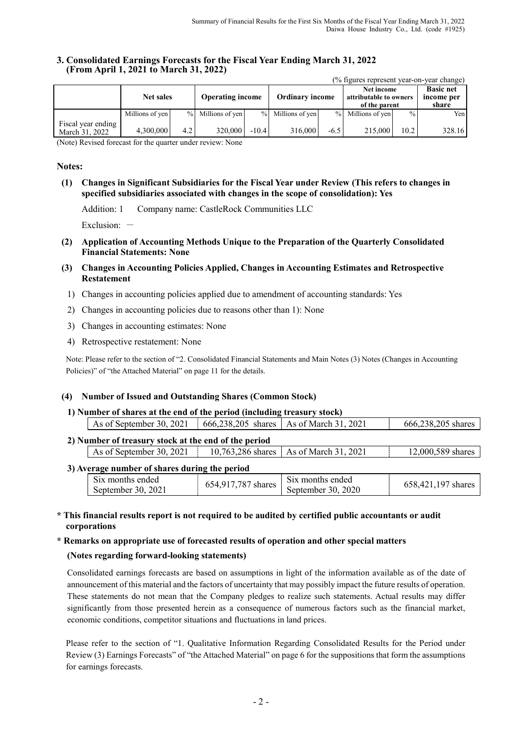## 3. Consolidated Earnings Forecasts for the Fiscal Year Ending March 31, 2022 (From April 1, 2021 to March 31, 2022)

(% figures represent year-on-year change)

| | Net sales | | Operating income | | Ordinary income | | Net income attributable to owners of the parent | | Basic net income per share |
|---|---|---|---|---|---|---|---|---|---|
| | Millions of yen | % | Millions of yen | % | Millions of yen | % | Millions of yen | % | Yen |
| Fiscal year ending March 31, 2022 | 4,300,000 | 4.2 | 320,000 | -10.4 | 316,000 | -6.5 | 215,000 | 10.2 | 328.16 |

(Note) Revised forecast for the quarter under review: None

### Notes:

**(1) Changes in Significant Subsidiaries for the Fiscal Year under Review (This refers to changes in specified subsidiaries associated with changes in the scope of consolidation): Yes**

Addition: 1 Company name: CastleRock Communities LLC

Exclusion: －

**(2) Application of Accounting Methods Unique to the Preparation of the Quarterly Consolidated Financial Statements: None**

**(3) Changes in Accounting Policies Applied, Changes in Accounting Estimates and Retrospective Restatement**

1) Changes in accounting policies applied due to amendment of accounting standards: Yes

2) Changes in accounting policies due to reasons other than 1): None

3) Changes in accounting estimates: None

4) Retrospective restatement: None

Note: Please refer to the section of "2. Consolidated Financial Statements and Main Notes (3) Notes (Changes in Accounting Policies)" of "the Attached Material" on page 11 for the details.

**(4) Number of Issued and Outstanding Shares (Common Stock)**

**1) Number of shares at the end of the period (including treasury stock)**

| As of September 30, 2021 | 666,238,205 shares | As of March 31, 2021 | 666,238,205 shares |
|---|---|---|---|

**2) Number of treasury stock at the end of the period**

| As of September 30, 2021 | 10,763,286 shares | As of March 31, 2021 | 12,000,589 shares |
|---|---|---|---|

**3) Average number of shares during the period**

| Six months ended September 30, 2021 | 654,917,787 shares | Six months ended September 30, 2020 | 658,421,197 shares |
|---|---|---|---|

**\* This financial results report is not required to be audited by certified public accountants or audit corporations**

**\* Remarks on appropriate use of forecasted results of operation and other special matters**

**(Notes regarding forward-looking statements)**

Consolidated earnings forecasts are based on assumptions in light of the information available as of the date of announcement of this material and the factors of uncertainty that may possibly impact the future results of operation. These statements do not mean that the Company pledges to realize such statements. Actual results may differ significantly from those presented herein as a consequence of numerous factors such as the financial market, economic conditions, competitor situations and fluctuations in land prices.

Please refer to the section of "1. Qualitative Information Regarding Consolidated Results for the Period under Review (3) Earnings Forecasts" of "the Attached Material" on page 6 for the suppositions that form the assumptions for earnings forecasts.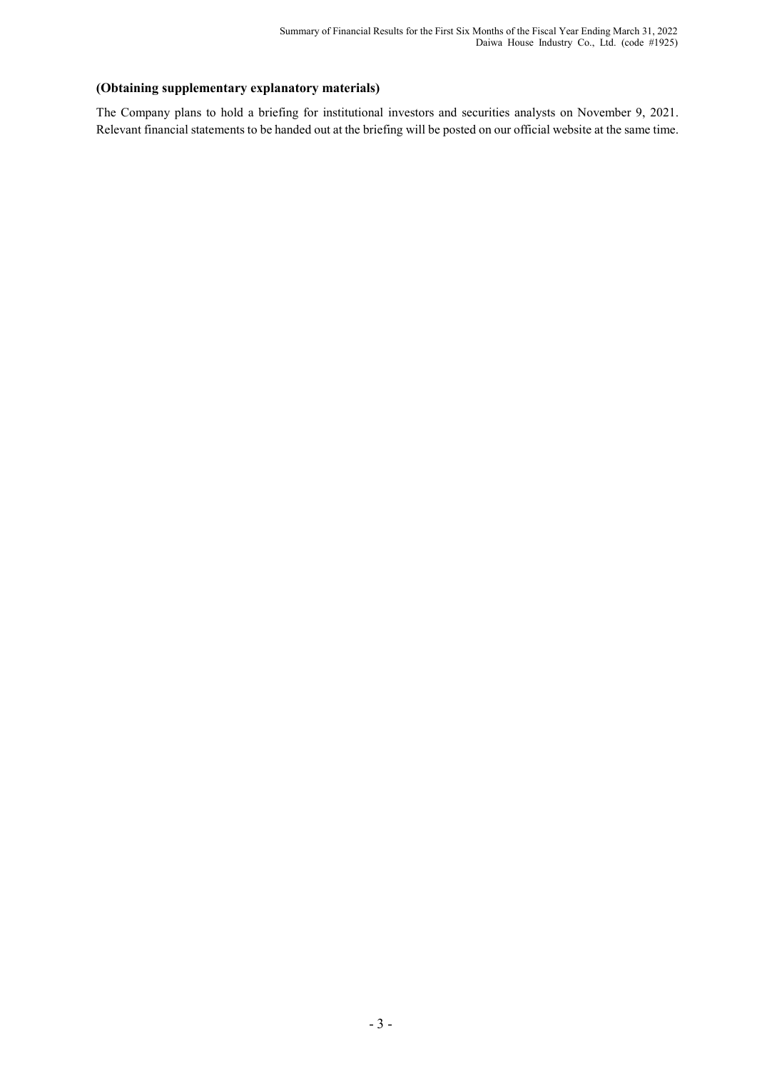**(Obtaining supplementary explanatory materials)**

The Company plans to hold a briefing for institutional investors and securities analysts on November 9, 2021. Relevant financial statements to be handed out at the briefing will be posted on our official website at the same time.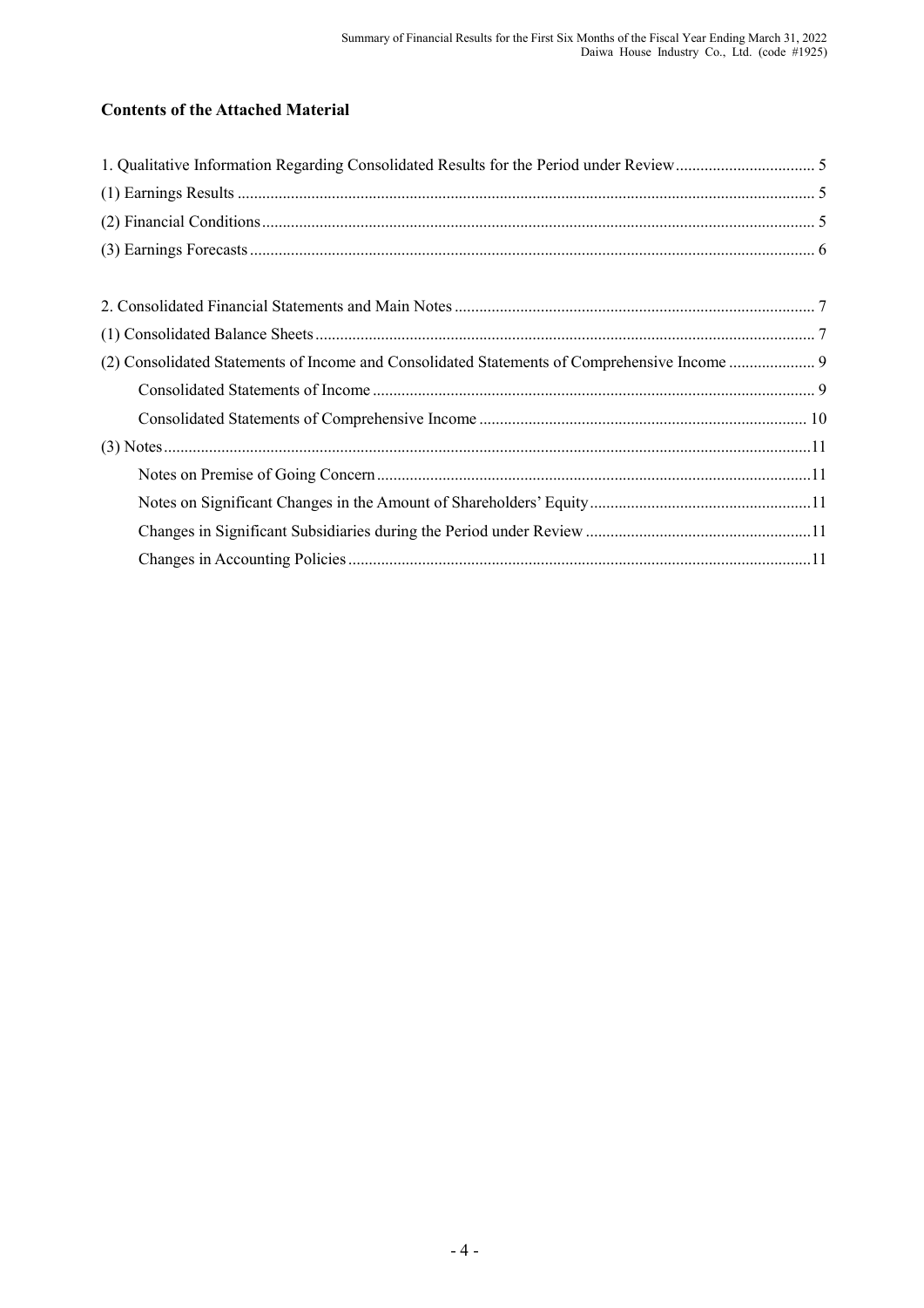## Contents of the Attached Material

1. Qualitative Information Regarding Consolidated Results for the Period under Review .................................. 5
(1) Earnings Results ............................................................................................................................................ 5
(2) Financial Conditions ...................................................................................................................................... 5
(3) Earnings Forecasts ......................................................................................................................................... 6

2. Consolidated Financial Statements and Main Notes ....................................................................................... 7
(1) Consolidated Balance Sheets ......................................................................................................................... 7
(2) Consolidated Statements of Income and Consolidated Statements of Comprehensive Income ..................... 9
    Consolidated Statements of Income ........................................................................................................... 9
    Consolidated Statements of Comprehensive Income ............................................................................... 10
(3) Notes ............................................................................................................................................................ 11
    Notes on Premise of Going Concern ......................................................................................................... 11
    Notes on Significant Changes in the Amount of Shareholders' Equity ..................................................... 11
    Changes in Significant Subsidiaries during the Period under Review ...................................................... 11
    Changes in Accounting Policies ................................................................................................................ 11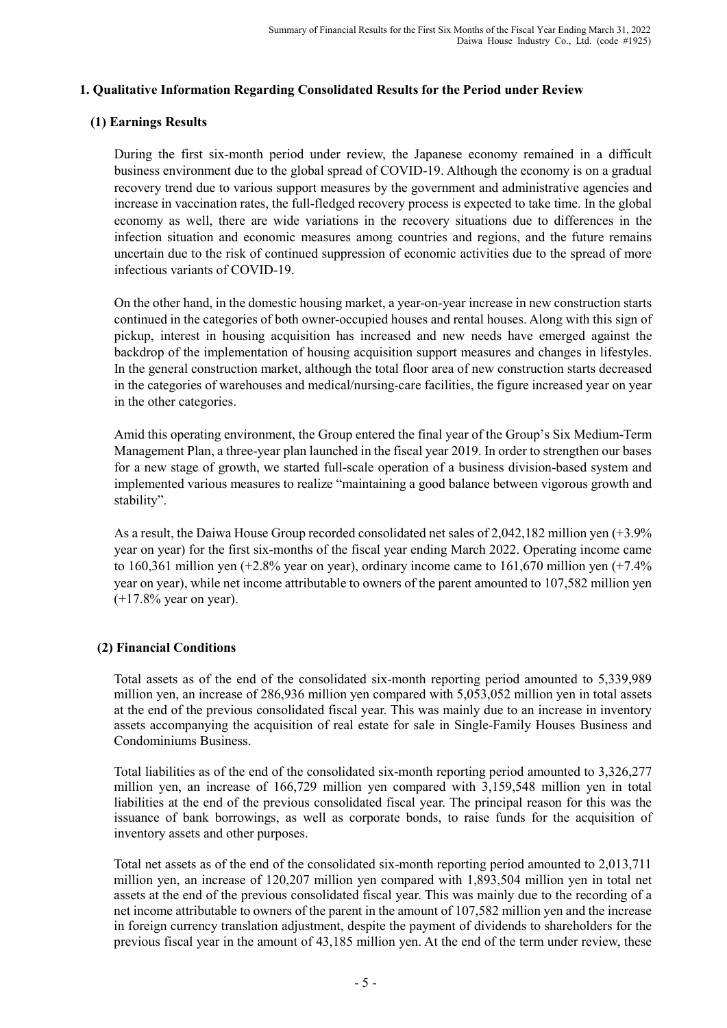## 1. Qualitative Information Regarding Consolidated Results for the Period under Review

### (1) Earnings Results

During the first six-month period under review, the Japanese economy remained in a difficult business environment due to the global spread of COVID-19. Although the economy is on a gradual recovery trend due to various support measures by the government and administrative agencies and increase in vaccination rates, the full-fledged recovery process is expected to take time. In the global economy as well, there are wide variations in the recovery situations due to differences in the infection situation and economic measures among countries and regions, and the future remains uncertain due to the risk of continued suppression of economic activities due to the spread of more infectious variants of COVID-19.

On the other hand, in the domestic housing market, a year-on-year increase in new construction starts continued in the categories of both owner-occupied houses and rental houses. Along with this sign of pickup, interest in housing acquisition has increased and new needs have emerged against the backdrop of the implementation of housing acquisition support measures and changes in lifestyles. In the general construction market, although the total floor area of new construction starts decreased in the categories of warehouses and medical/nursing-care facilities, the figure increased year on year in the other categories.

Amid this operating environment, the Group entered the final year of the Group's Six Medium-Term Management Plan, a three-year plan launched in the fiscal year 2019. In order to strengthen our bases for a new stage of growth, we started full-scale operation of a business division-based system and implemented various measures to realize "maintaining a good balance between vigorous growth and stability".

As a result, the Daiwa House Group recorded consolidated net sales of 2,042,182 million yen (+3.9% year on year) for the first six-months of the fiscal year ending March 2022. Operating income came to 160,361 million yen (+2.8% year on year), ordinary income came to 161,670 million yen (+7.4% year on year), while net income attributable to owners of the parent amounted to 107,582 million yen (+17.8% year on year).

### (2) Financial Conditions

Total assets as of the end of the consolidated six-month reporting period amounted to 5,339,989 million yen, an increase of 286,936 million yen compared with 5,053,052 million yen in total assets at the end of the previous consolidated fiscal year. This was mainly due to an increase in inventory assets accompanying the acquisition of real estate for sale in Single-Family Houses Business and Condominiums Business.

Total liabilities as of the end of the consolidated six-month reporting period amounted to 3,326,277 million yen, an increase of 166,729 million yen compared with 3,159,548 million yen in total liabilities at the end of the previous consolidated fiscal year. The principal reason for this was the issuance of bank borrowings, as well as corporate bonds, to raise funds for the acquisition of inventory assets and other purposes.

Total net assets as of the end of the consolidated six-month reporting period amounted to 2,013,711 million yen, an increase of 120,207 million yen compared with 1,893,504 million yen in total net assets at the end of the previous consolidated fiscal year. This was mainly due to the recording of a net income attributable to owners of the parent in the amount of 107,582 million yen and the increase in foreign currency translation adjustment, despite the payment of dividends to shareholders for the previous fiscal year in the amount of 43,185 million yen. At the end of the term under review, these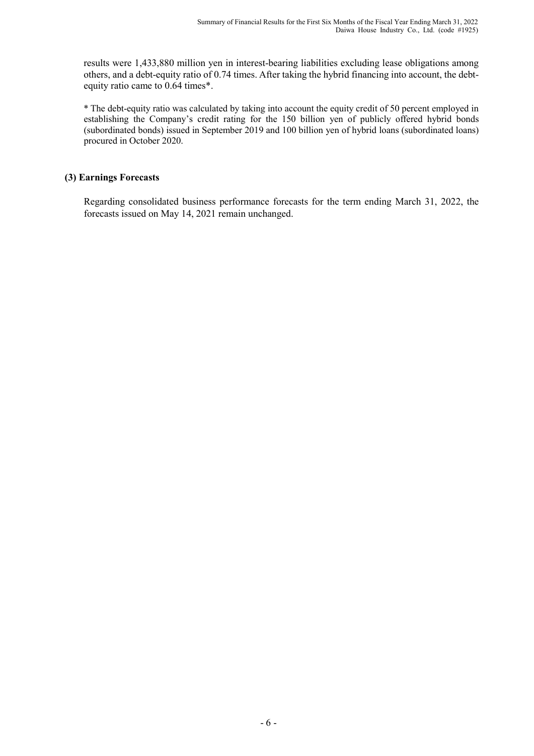results were 1,433,880 million yen in interest-bearing liabilities excluding lease obligations among others, and a debt-equity ratio of 0.74 times. After taking the hybrid financing into account, the debt-equity ratio came to 0.64 times*.

* The debt-equity ratio was calculated by taking into account the equity credit of 50 percent employed in establishing the Company's credit rating for the 150 billion yen of publicly offered hybrid bonds (subordinated bonds) issued in September 2019 and 100 billion yen of hybrid loans (subordinated loans) procured in October 2020.

### (3) Earnings Forecasts

Regarding consolidated business performance forecasts for the term ending March 31, 2022, the forecasts issued on May 14, 2021 remain unchanged.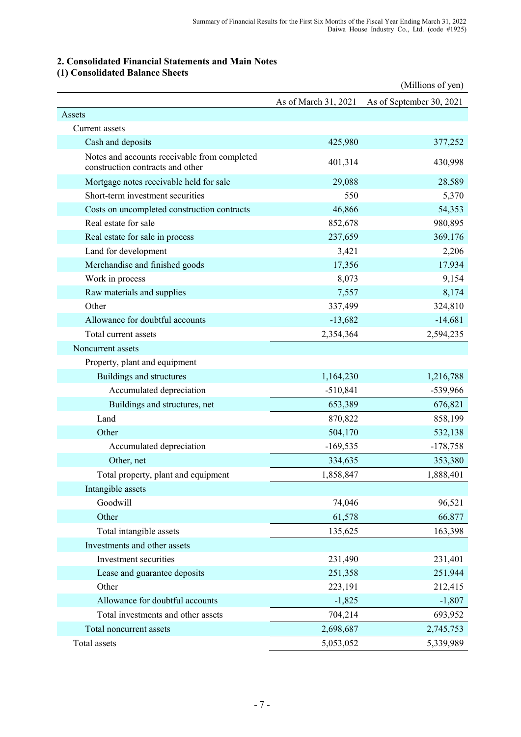## 2. Consolidated Financial Statements and Main Notes

### (1) Consolidated Balance Sheets

(Millions of yen)

| | As of March 31, 2021 | As of September 30, 2021 |
|---|---|---|
| Assets | | |
| Current assets | | |
| Cash and deposits | 425,980 | 377,252 |
| Notes and accounts receivable from completed construction contracts and other | 401,314 | 430,998 |
| Mortgage notes receivable held for sale | 29,088 | 28,589 |
| Short-term investment securities | 550 | 5,370 |
| Costs on uncompleted construction contracts | 46,866 | 54,353 |
| Real estate for sale | 852,678 | 980,895 |
| Real estate for sale in process | 237,659 | 369,176 |
| Land for development | 3,421 | 2,206 |
| Merchandise and finished goods | 17,356 | 17,934 |
| Work in process | 8,073 | 9,154 |
| Raw materials and supplies | 7,557 | 8,174 |
| Other | 337,499 | 324,810 |
| Allowance for doubtful accounts | -13,682 | -14,681 |
| Total current assets | 2,354,364 | 2,594,235 |
| Noncurrent assets | | |
| Property, plant and equipment | | |
| Buildings and structures | 1,164,230 | 1,216,788 |
| Accumulated depreciation | -510,841 | -539,966 |
| Buildings and structures, net | 653,389 | 676,821 |
| Land | 870,822 | 858,199 |
| Other | 504,170 | 532,138 |
| Accumulated depreciation | -169,535 | -178,758 |
| Other, net | 334,635 | 353,380 |
| Total property, plant and equipment | 1,858,847 | 1,888,401 |
| Intangible assets | | |
| Goodwill | 74,046 | 96,521 |
| Other | 61,578 | 66,877 |
| Total intangible assets | 135,625 | 163,398 |
| Investments and other assets | | |
| Investment securities | 231,490 | 231,401 |
| Lease and guarantee deposits | 251,358 | 251,944 |
| Other | 223,191 | 212,415 |
| Allowance for doubtful accounts | -1,825 | -1,807 |
| Total investments and other assets | 704,214 | 693,952 |
| Total noncurrent assets | 2,698,687 | 2,745,753 |
| Total assets | 5,053,052 | 5,339,989 |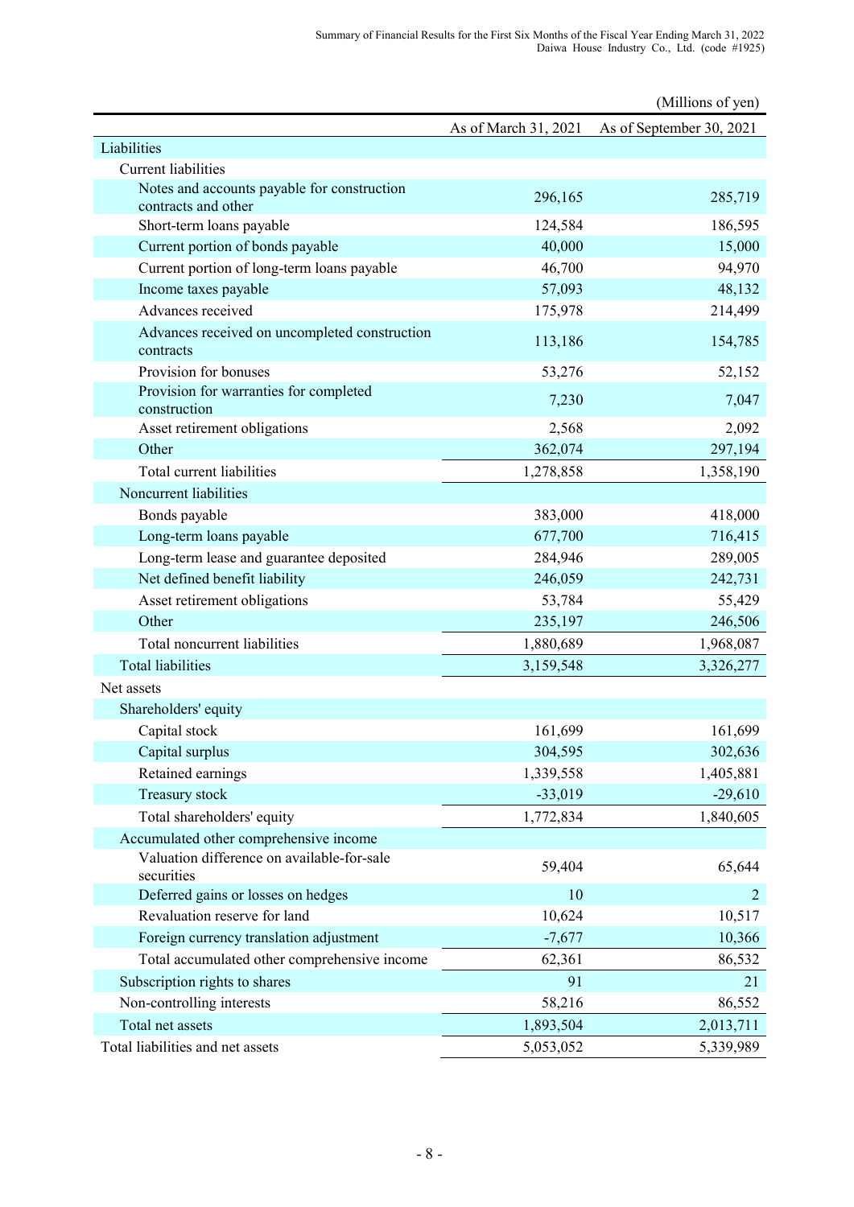(Millions of yen)

| | As of March 31, 2021 | As of September 30, 2021 |
|---|---|---|
| Liabilities | | |
| Current liabilities | | |
| Notes and accounts payable for construction contracts and other | 296,165 | 285,719 |
| Short-term loans payable | 124,584 | 186,595 |
| Current portion of bonds payable | 40,000 | 15,000 |
| Current portion of long-term loans payable | 46,700 | 94,970 |
| Income taxes payable | 57,093 | 48,132 |
| Advances received | 175,978 | 214,499 |
| Advances received on uncompleted construction contracts | 113,186 | 154,785 |
| Provision for bonuses | 53,276 | 52,152 |
| Provision for warranties for completed construction | 7,230 | 7,047 |
| Asset retirement obligations | 2,568 | 2,092 |
| Other | 362,074 | 297,194 |
| Total current liabilities | 1,278,858 | 1,358,190 |
| Noncurrent liabilities | | |
| Bonds payable | 383,000 | 418,000 |
| Long-term loans payable | 677,700 | 716,415 |
| Long-term lease and guarantee deposited | 284,946 | 289,005 |
| Net defined benefit liability | 246,059 | 242,731 |
| Asset retirement obligations | 53,784 | 55,429 |
| Other | 235,197 | 246,506 |
| Total noncurrent liabilities | 1,880,689 | 1,968,087 |
| Total liabilities | 3,159,548 | 3,326,277 |
| Net assets | | |
| Shareholders' equity | | |
| Capital stock | 161,699 | 161,699 |
| Capital surplus | 304,595 | 302,636 |
| Retained earnings | 1,339,558 | 1,405,881 |
| Treasury stock | -33,019 | -29,610 |
| Total shareholders' equity | 1,772,834 | 1,840,605 |
| Accumulated other comprehensive income | | |
| Valuation difference on available-for-sale securities | 59,404 | 65,644 |
| Deferred gains or losses on hedges | 10 | 2 |
| Revaluation reserve for land | 10,624 | 10,517 |
| Foreign currency translation adjustment | -7,677 | 10,366 |
| Total accumulated other comprehensive income | 62,361 | 86,532 |
| Subscription rights to shares | 91 | 21 |
| Non-controlling interests | 58,216 | 86,552 |
| Total net assets | 1,893,504 | 2,013,711 |
| Total liabilities and net assets | 5,053,052 | 5,339,989 |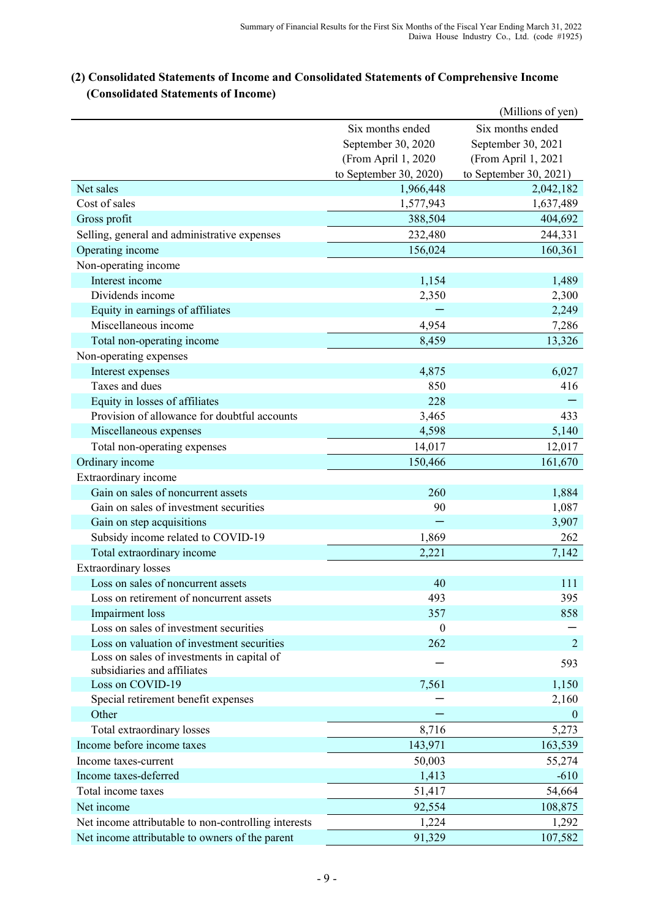## (2) Consolidated Statements of Income and Consolidated Statements of Comprehensive Income

### (Consolidated Statements of Income)

(Millions of yen)

| | Six months ended September 30, 2020 (From April 1, 2020 to September 30, 2020) | Six months ended September 30, 2021 (From April 1, 2021 to September 30, 2021) |
|---|---|---|
| Net sales | 1,966,448 | 2,042,182 |
| Cost of sales | 1,577,943 | 1,637,489 |
| Gross profit | 388,504 | 404,692 |
| Selling, general and administrative expenses | 232,480 | 244,331 |
| Operating income | 156,024 | 160,361 |
| Non-operating income | | |
| Interest income | 1,154 | 1,489 |
| Dividends income | 2,350 | 2,300 |
| Equity in earnings of affiliates | ― | 2,249 |
| Miscellaneous income | 4,954 | 7,286 |
| Total non-operating income | 8,459 | 13,326 |
| Non-operating expenses | | |
| Interest expenses | 4,875 | 6,027 |
| Taxes and dues | 850 | 416 |
| Equity in losses of affiliates | 228 | ― |
| Provision of allowance for doubtful accounts | 3,465 | 433 |
| Miscellaneous expenses | 4,598 | 5,140 |
| Total non-operating expenses | 14,017 | 12,017 |
| Ordinary income | 150,466 | 161,670 |
| Extraordinary income | | |
| Gain on sales of noncurrent assets | 260 | 1,884 |
| Gain on sales of investment securities | 90 | 1,087 |
| Gain on step acquisitions | ― | 3,907 |
| Subsidy income related to COVID-19 | 1,869 | 262 |
| Total extraordinary income | 2,221 | 7,142 |
| Extraordinary losses | | |
| Loss on sales of noncurrent assets | 40 | 111 |
| Loss on retirement of noncurrent assets | 493 | 395 |
| Impairment loss | 357 | 858 |
| Loss on sales of investment securities | 0 | ― |
| Loss on valuation of investment securities | 262 | 2 |
| Loss on sales of investments in capital of subsidiaries and affiliates | ― | 593 |
| Loss on COVID-19 | 7,561 | 1,150 |
| Special retirement benefit expenses | ― | 2,160 |
| Other | ― | 0 |
| Total extraordinary losses | 8,716 | 5,273 |
| Income before income taxes | 143,971 | 163,539 |
| Income taxes-current | 50,003 | 55,274 |
| Income taxes-deferred | 1,413 | -610 |
| Total income taxes | 51,417 | 54,664 |
| Net income | 92,554 | 108,875 |
| Net income attributable to non-controlling interests | 1,224 | 1,292 |
| Net income attributable to owners of the parent | 91,329 | 107,582 |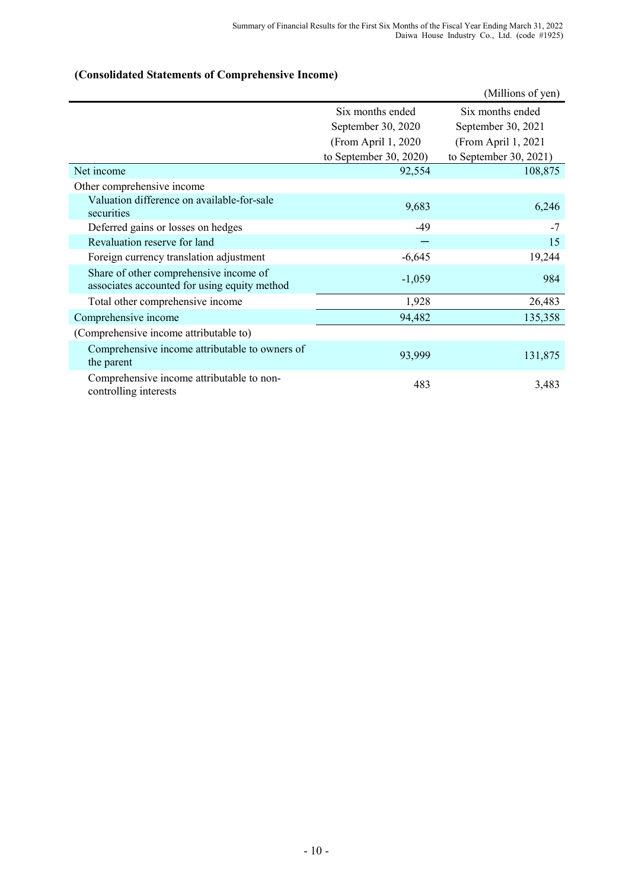### (Consolidated Statements of Comprehensive Income)

(Millions of yen)

| | Six months ended September 30, 2020 (From April 1, 2020 to September 30, 2020) | Six months ended September 30, 2021 (From April 1, 2021 to September 30, 2021) |
|---|---|---|
| Net income | 92,554 | 108,875 |
| Other comprehensive income | | |
| Valuation difference on available-for-sale securities | 9,683 | 6,246 |
| Deferred gains or losses on hedges | -49 | -7 |
| Revaluation reserve for land | ― | 15 |
| Foreign currency translation adjustment | -6,645 | 19,244 |
| Share of other comprehensive income of associates accounted for using equity method | -1,059 | 984 |
| Total other comprehensive income | 1,928 | 26,483 |
| Comprehensive income | 94,482 | 135,358 |
| (Comprehensive income attributable to) | | |
| Comprehensive income attributable to owners of the parent | 93,999 | 131,875 |
| Comprehensive income attributable to non-controlling interests | 483 | 3,483 |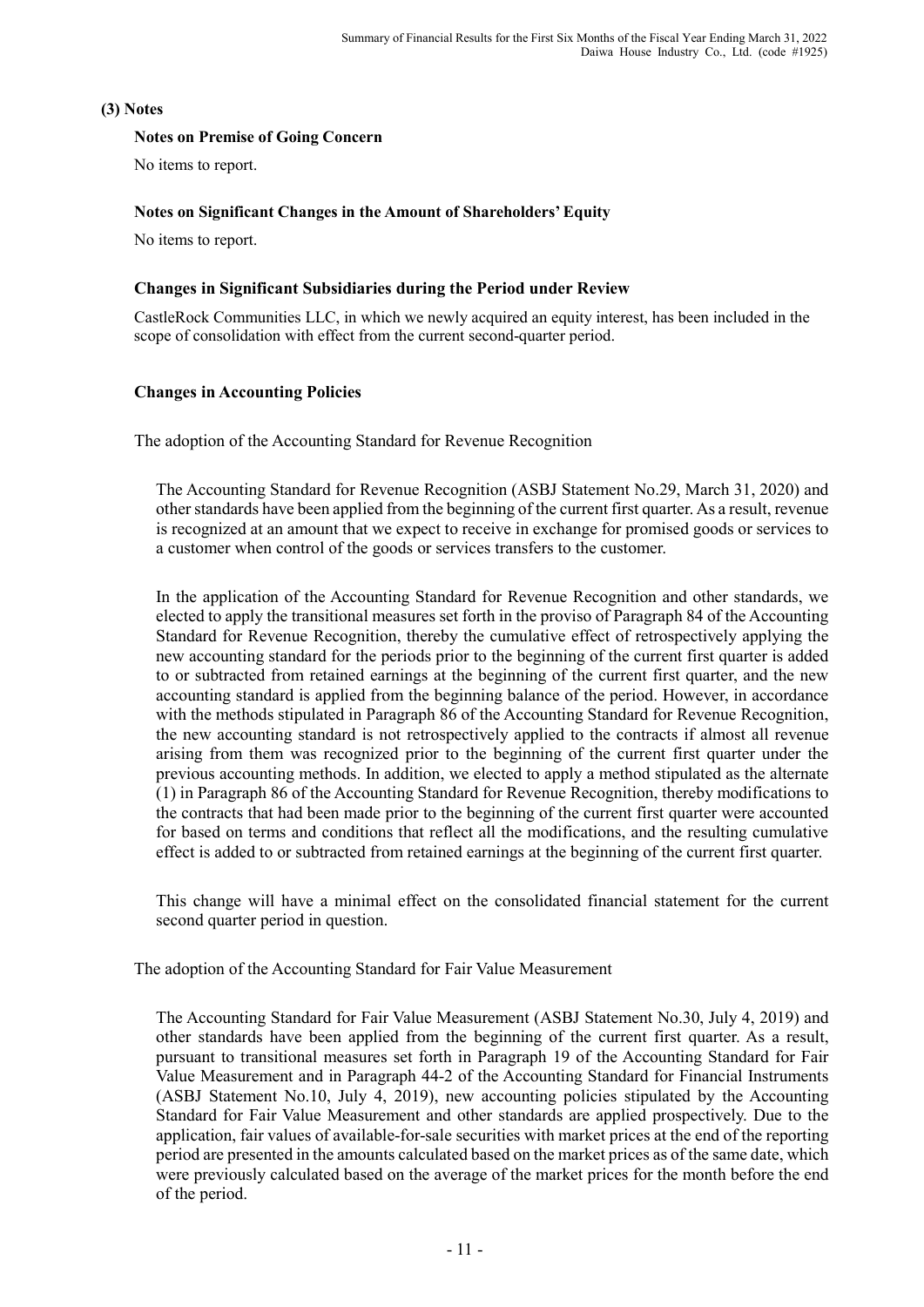### (3) Notes

#### Notes on Premise of Going Concern

No items to report.

#### Notes on Significant Changes in the Amount of Shareholders' Equity

No items to report.

#### Changes in Significant Subsidiaries during the Period under Review

CastleRock Communities LLC, in which we newly acquired an equity interest, has been included in the scope of consolidation with effect from the current second-quarter period.

#### Changes in Accounting Policies

The adoption of the Accounting Standard for Revenue Recognition

The Accounting Standard for Revenue Recognition (ASBJ Statement No.29, March 31, 2020) and other standards have been applied from the beginning of the current first quarter. As a result, revenue is recognized at an amount that we expect to receive in exchange for promised goods or services to a customer when control of the goods or services transfers to the customer.

In the application of the Accounting Standard for Revenue Recognition and other standards, we elected to apply the transitional measures set forth in the proviso of Paragraph 84 of the Accounting Standard for Revenue Recognition, thereby the cumulative effect of retrospectively applying the new accounting standard for the periods prior to the beginning of the current first quarter is added to or subtracted from retained earnings at the beginning of the current first quarter, and the new accounting standard is applied from the beginning balance of the period. However, in accordance with the methods stipulated in Paragraph 86 of the Accounting Standard for Revenue Recognition, the new accounting standard is not retrospectively applied to the contracts if almost all revenue arising from them was recognized prior to the beginning of the current first quarter under the previous accounting methods. In addition, we elected to apply a method stipulated as the alternate (1) in Paragraph 86 of the Accounting Standard for Revenue Recognition, thereby modifications to the contracts that had been made prior to the beginning of the current first quarter were accounted for based on terms and conditions that reflect all the modifications, and the resulting cumulative effect is added to or subtracted from retained earnings at the beginning of the current first quarter.

This change will have a minimal effect on the consolidated financial statement for the current second quarter period in question.

The adoption of the Accounting Standard for Fair Value Measurement

The Accounting Standard for Fair Value Measurement (ASBJ Statement No.30, July 4, 2019) and other standards have been applied from the beginning of the current first quarter. As a result, pursuant to transitional measures set forth in Paragraph 19 of the Accounting Standard for Fair Value Measurement and in Paragraph 44-2 of the Accounting Standard for Financial Instruments (ASBJ Statement No.10, July 4, 2019), new accounting policies stipulated by the Accounting Standard for Fair Value Measurement and other standards are applied prospectively. Due to the application, fair values of available-for-sale securities with market prices at the end of the reporting period are presented in the amounts calculated based on the market prices as of the same date, which were previously calculated based on the average of the market prices for the month before the end of the period.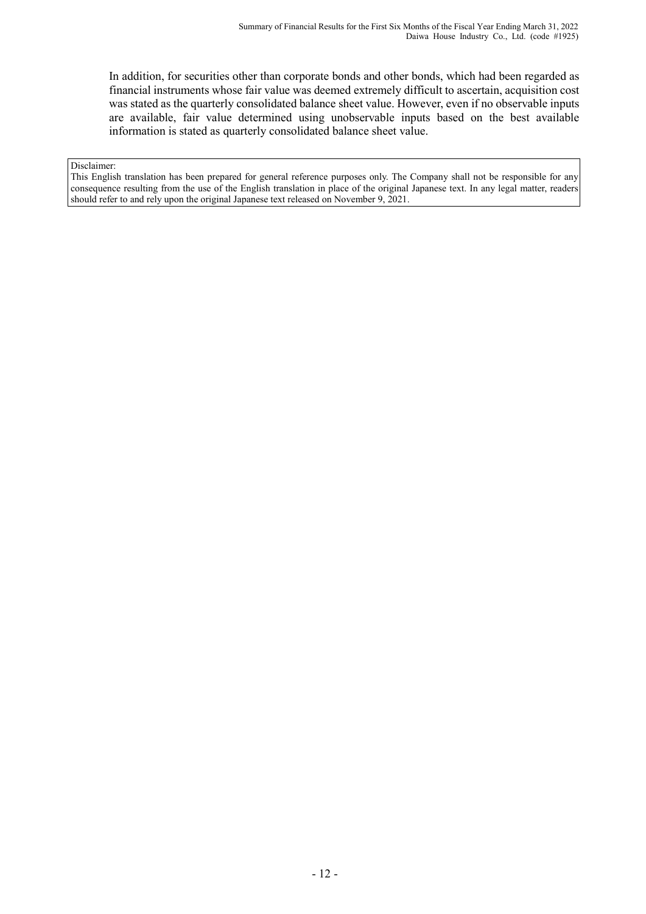In addition, for securities other than corporate bonds and other bonds, which had been regarded as financial instruments whose fair value was deemed extremely difficult to ascertain, acquisition cost was stated as the quarterly consolidated balance sheet value. However, even if no observable inputs are available, fair value determined using unobservable inputs based on the best available information is stated as quarterly consolidated balance sheet value.

Disclaimer:
This English translation has been prepared for general reference purposes only. The Company shall not be responsible for any consequence resulting from the use of the English translation in place of the original Japanese text. In any legal matter, readers should refer to and rely upon the original Japanese text released on November 9, 2021.